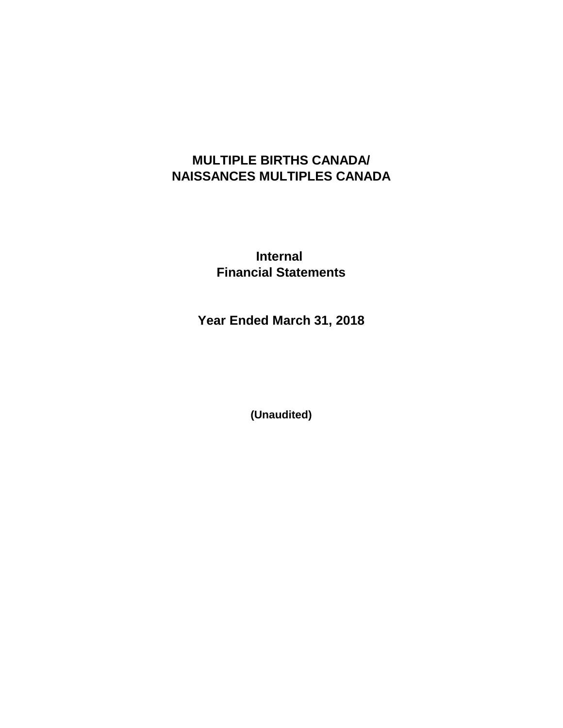# MULTIPLE BIRTHS CANADA/ NAISSANCES MULTIPLES CANADA

## Internal Financial Statements

## Year Ended March 31, 2018

**(Unaudited)**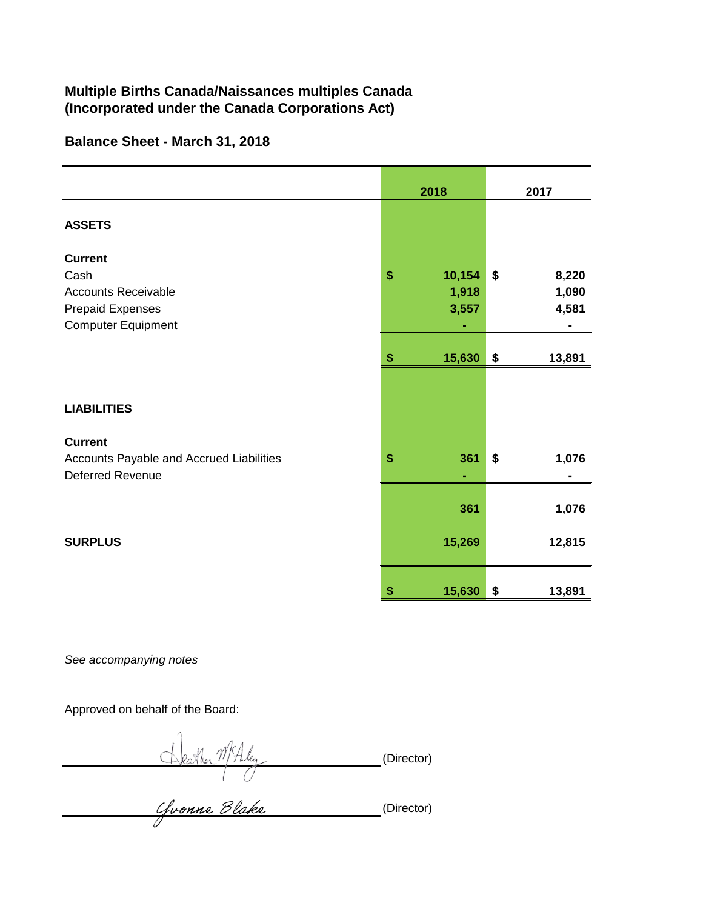**Multiple Births Canada/Naissances multiples Canada**
**(Incorporated under the Canada Corporations Act)**

**Balance Sheet - March 31, 2018**

| | 2018 | 2017 |
|---|---|---|
| **ASSETS** | | |
| **Current** | | |
| Cash | $ 10,154 | $ 8,220 |
| Accounts Receivable | 1,918 | 1,090 |
| Prepaid Expenses | 3,557 | 4,581 |
| Computer Equipment | - | - |
| | $ 15,630 | $ 13,891 |
| **LIABILITIES** | | |
| **Current** | | |
| Accounts Payable and Accrued Liabilities | $ 361 | $ 1,076 |
| Deferred Revenue | - | - |
| | 361 | 1,076 |
| **SURPLUS** | 15,269 | 12,815 |
| | $ 15,630 | $ 13,891 |

*See accompanying notes*

Approved on behalf of the Board:

Heather McAley (Director)

Yvonne Blake (Director)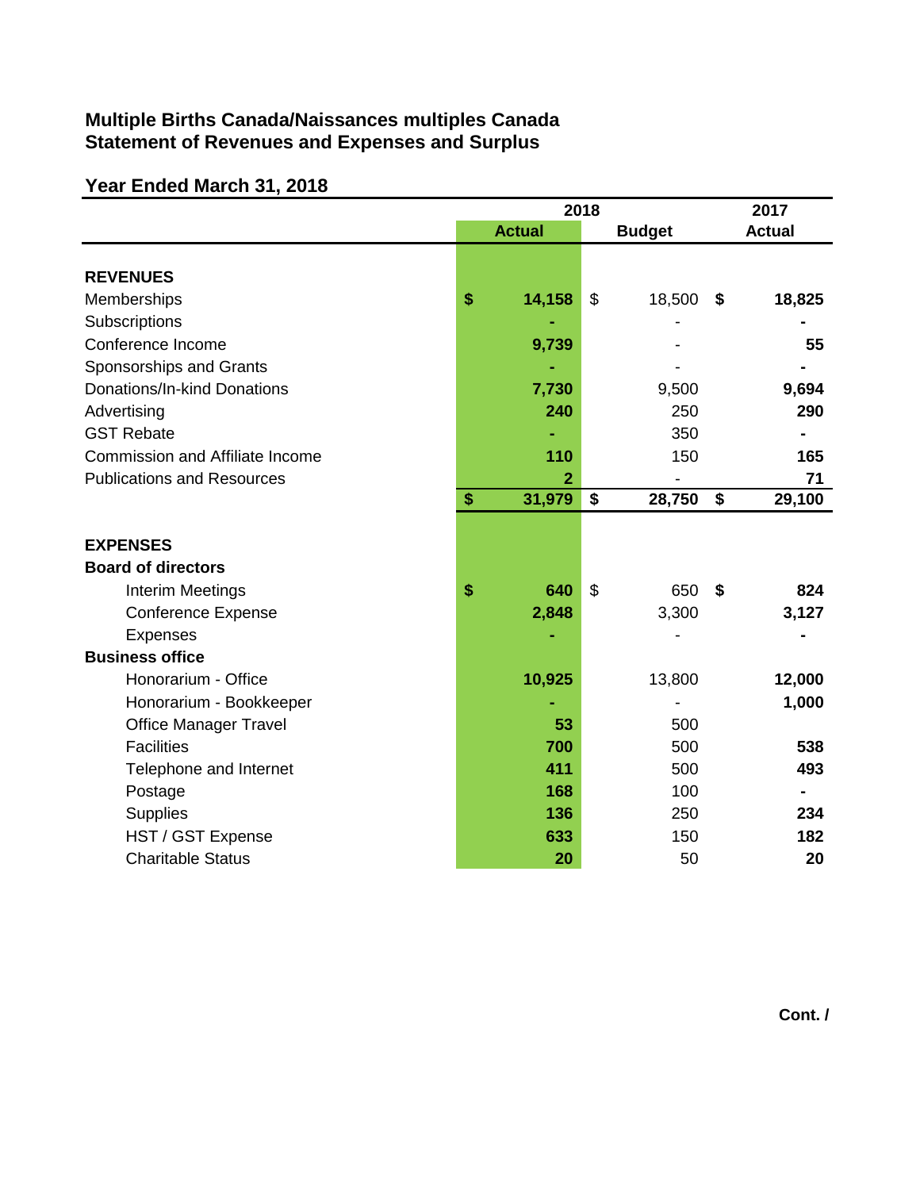## Multiple Births Canada/Naissances multiples Canada
## Statement of Revenues and Expenses and Surplus

### Year Ended March 31, 2018

| | 2018 Actual | 2018 Budget | 2017 Actual |
|---|---|---|---|
| **REVENUES** | | | |
| Memberships | $ 14,158 | $ 18,500 | $ 18,825 |
| Subscriptions | - | - | - |
| Conference Income | 9,739 | - | 55 |
| Sponsorships and Grants | - | - | - |
| Donations/In-kind Donations | 7,730 | 9,500 | 9,694 |
| Advertising | 240 | 250 | 290 |
| GST Rebate | - | 350 | - |
| Commission and Affiliate Income | 110 | 150 | 165 |
| Publications and Resources | 2 | - | 71 |
| | **$ 31,979** | **$ 28,750** | **$ 29,100** |
| **EXPENSES** | | | |
| **Board of directors** | | | |
| Interim Meetings | $ 640 | $ 650 | $ 824 |
| Conference Expense | 2,848 | 3,300 | 3,127 |
| Expenses | - | - | - |
| **Business office** | | | |
| Honorarium - Office | 10,925 | 13,800 | 12,000 |
| Honorarium - Bookkeeper | - | - | 1,000 |
| Office Manager Travel | 53 | 500 | |
| Facilities | 700 | 500 | 538 |
| Telephone and Internet | 411 | 500 | 493 |
| Postage | 168 | 100 | - |
| Supplies | 136 | 250 | 234 |
| HST / GST Expense | 633 | 150 | 182 |
| Charitable Status | 20 | 50 | 20 |

**Cont. /**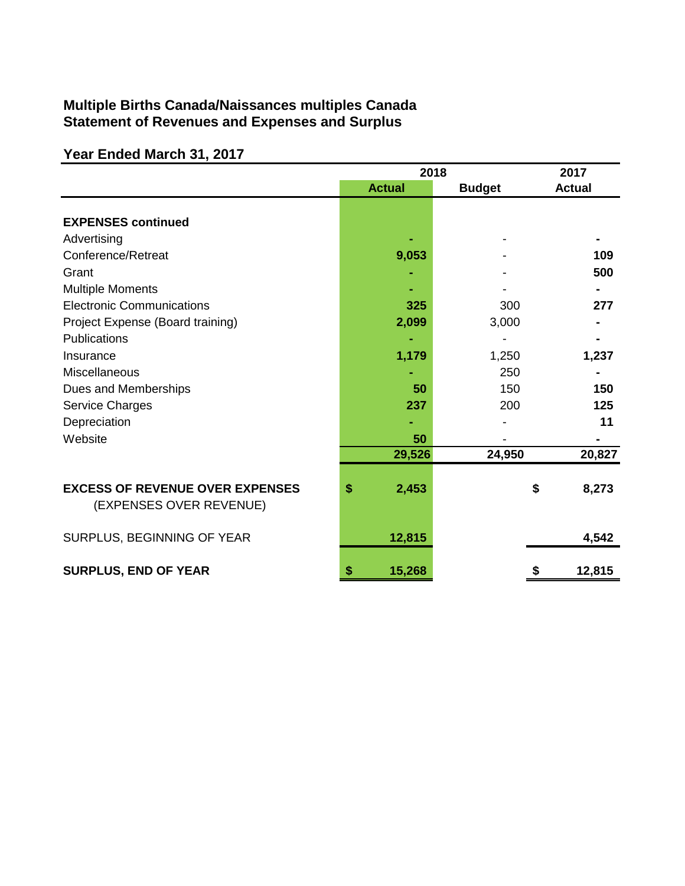## Multiple Births Canada/Naissances multiples Canada
## Statement of Revenues and Expenses and Surplus

### Year Ended March 31, 2017

| | 2018 | | 2017 |
|---|---|---|---|
| | **Actual** | **Budget** | **Actual** |
| **EXPENSES continued** | | | |
| Advertising | - | - | - |
| Conference/Retreat | 9,053 | - | 109 |
| Grant | - | - | 500 |
| Multiple Moments | - | - | - |
| Electronic Communications | 325 | 300 | 277 |
| Project Expense (Board training) | 2,099 | 3,000 | - |
| Publications | - | - | - |
| Insurance | 1,179 | 1,250 | 1,237 |
| Miscellaneous | - | 250 | - |
| Dues and Memberships | 50 | 150 | 150 |
| Service Charges | 237 | 200 | 125 |
| Depreciation | - | - | 11 |
| Website | 50 | - | - |
| | 29,526 | 24,950 | 20,827 |
| **EXCESS OF REVENUE OVER EXPENSES** (EXPENSES OVER REVENUE) | $ 2,453 | | $ 8,273 |
| SURPLUS, BEGINNING OF YEAR | 12,815 | | 4,542 |
| **SURPLUS, END OF YEAR** | $ 15,268 | | $ 12,815 |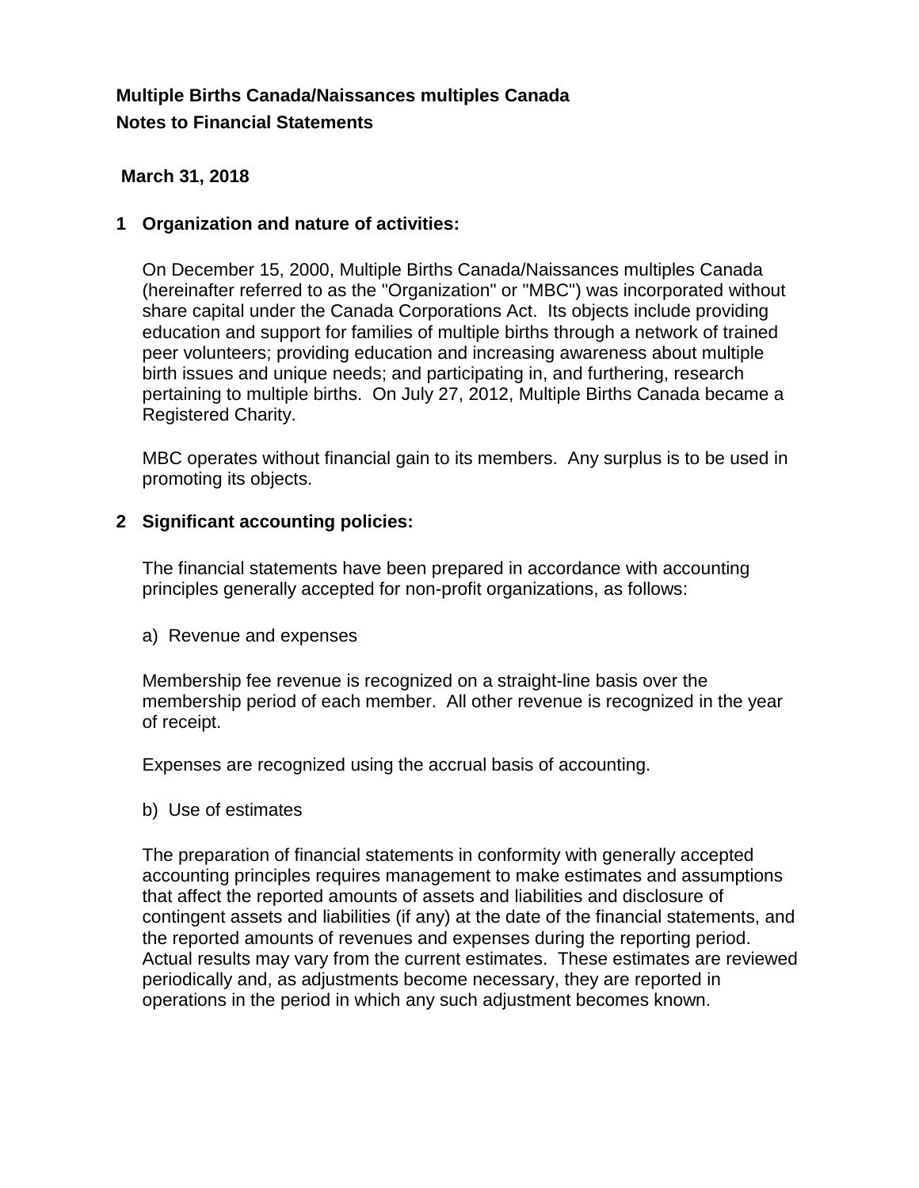**Multiple Births Canada/Naissances multiples Canada**
**Notes to Financial Statements**

**March 31, 2018**

## 1 Organization and nature of activities:

On December 15, 2000, Multiple Births Canada/Naissances multiples Canada (hereinafter referred to as the "Organization" or "MBC") was incorporated without share capital under the Canada Corporations Act. Its objects include providing education and support for families of multiple births through a network of trained peer volunteers; providing education and increasing awareness about multiple birth issues and unique needs; and participating in, and furthering, research pertaining to multiple births. On July 27, 2012, Multiple Births Canada became a Registered Charity.

MBC operates without financial gain to its members. Any surplus is to be used in promoting its objects.

## 2 Significant accounting policies:

The financial statements have been prepared in accordance with accounting principles generally accepted for non-profit organizations, as follows:

a) Revenue and expenses

Membership fee revenue is recognized on a straight-line basis over the membership period of each member. All other revenue is recognized in the year of receipt.

Expenses are recognized using the accrual basis of accounting.

b) Use of estimates

The preparation of financial statements in conformity with generally accepted accounting principles requires management to make estimates and assumptions that affect the reported amounts of assets and liabilities and disclosure of contingent assets and liabilities (if any) at the date of the financial statements, and the reported amounts of revenues and expenses during the reporting period. Actual results may vary from the current estimates. These estimates are reviewed periodically and, as adjustments become necessary, they are reported in operations in the period in which any such adjustment becomes known.